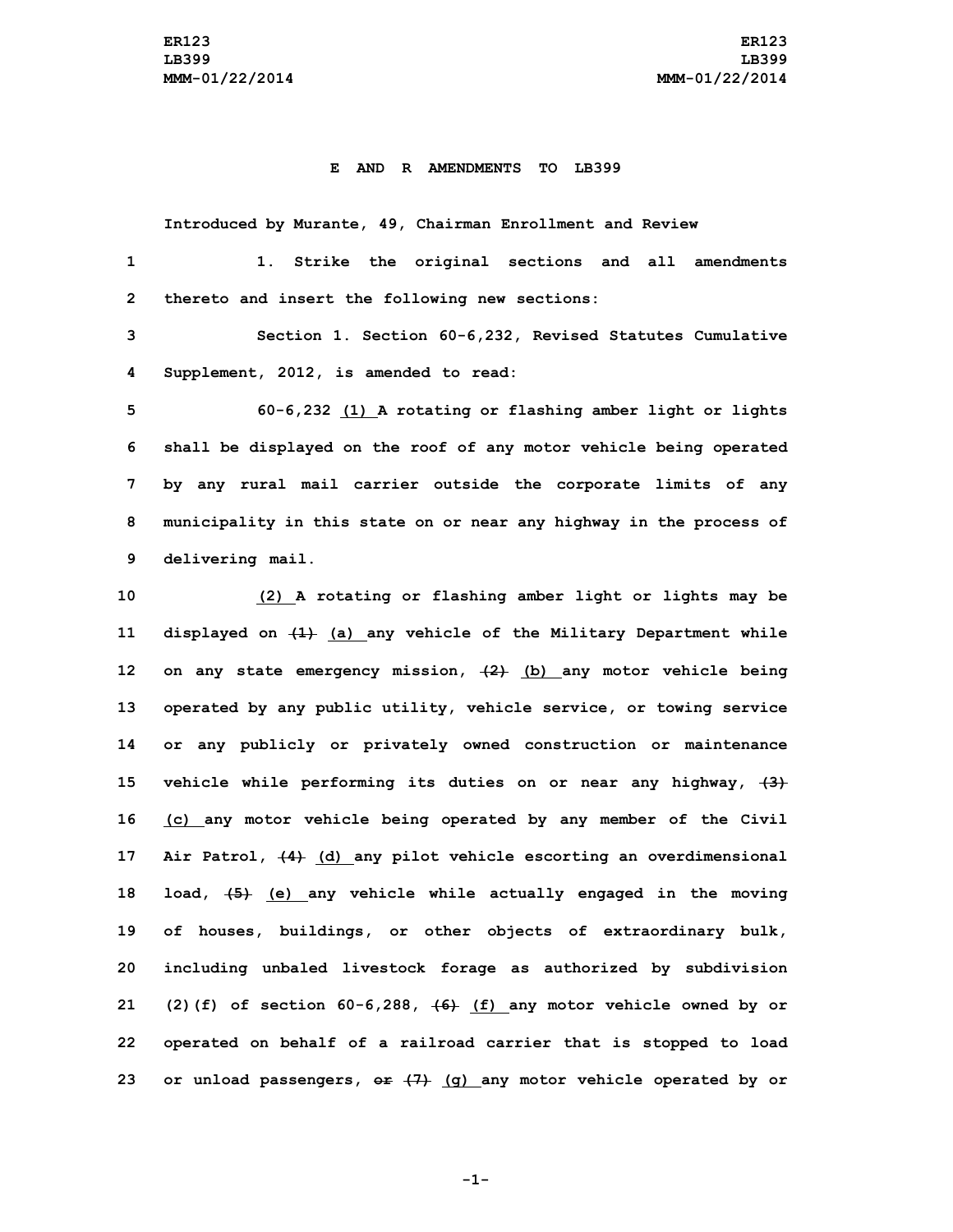**E AND R AMENDMENTS TO LB399**

Introduced by Murante, 49, Chairman Enrollment and Review

1. Strike the original sections and all amendments thereto and insert the following new sections:

Section 1. Section 60-6,232, Revised Statutes Cumulative Supplement, 2012, is amended to read:

60-6,232 (1) A rotating or flashing amber light or lights shall be displayed on the roof of any motor vehicle being operated by any rural mail carrier outside the corporate limits of any municipality in this state on or near any highway in the process of delivering mail.

(2) A rotating or flashing amber light or lights may be displayed on ~~(1)~~ (a) any vehicle of the Military Department while on any state emergency mission, ~~(2)~~ (b) any motor vehicle being operated by any public utility, vehicle service, or towing service or any publicly or privately owned construction or maintenance vehicle while performing its duties on or near any highway, ~~(3)~~ (c) any motor vehicle being operated by any member of the Civil Air Patrol, ~~(4)~~ (d) any pilot vehicle escorting an overdimensional load, ~~(5)~~ (e) any vehicle while actually engaged in the moving of houses, buildings, or other objects of extraordinary bulk, including unbaled livestock forage as authorized by subdivision (2)(f) of section 60-6,288, ~~(6)~~ (f) any motor vehicle owned by or operated on behalf of a railroad carrier that is stopped to load or unload passengers, ~~or~~ ~~(7)~~ (g) any motor vehicle operated by or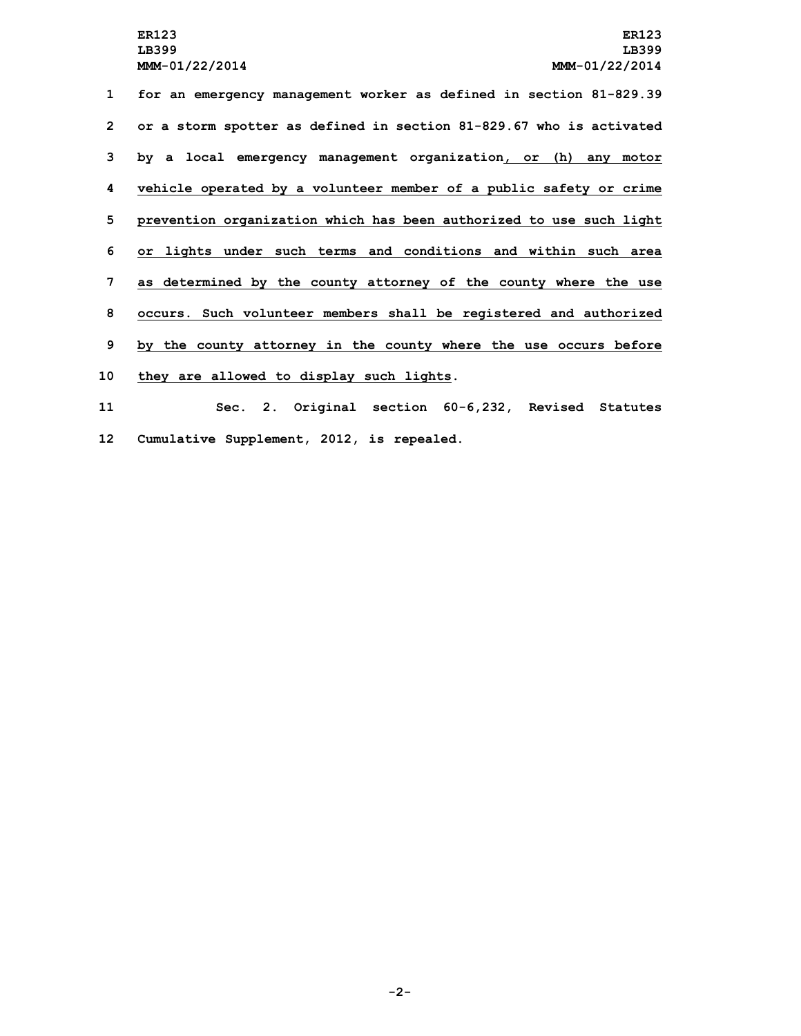for an emergency management worker as defined in section 81-829.39 or a storm spotter as defined in section 81-829.67 who is activated by a local emergency management organization, or (h) any motor vehicle operated by a volunteer member of a public safety or crime prevention organization which has been authorized to use such light or lights under such terms and conditions and within such area as determined by the county attorney of the county where the use occurs. Such volunteer members shall be registered and authorized by the county attorney in the county where the use occurs before they are allowed to display such lights.

Sec. 2. Original section 60-6,232, Revised Statutes Cumulative Supplement, 2012, is repealed.